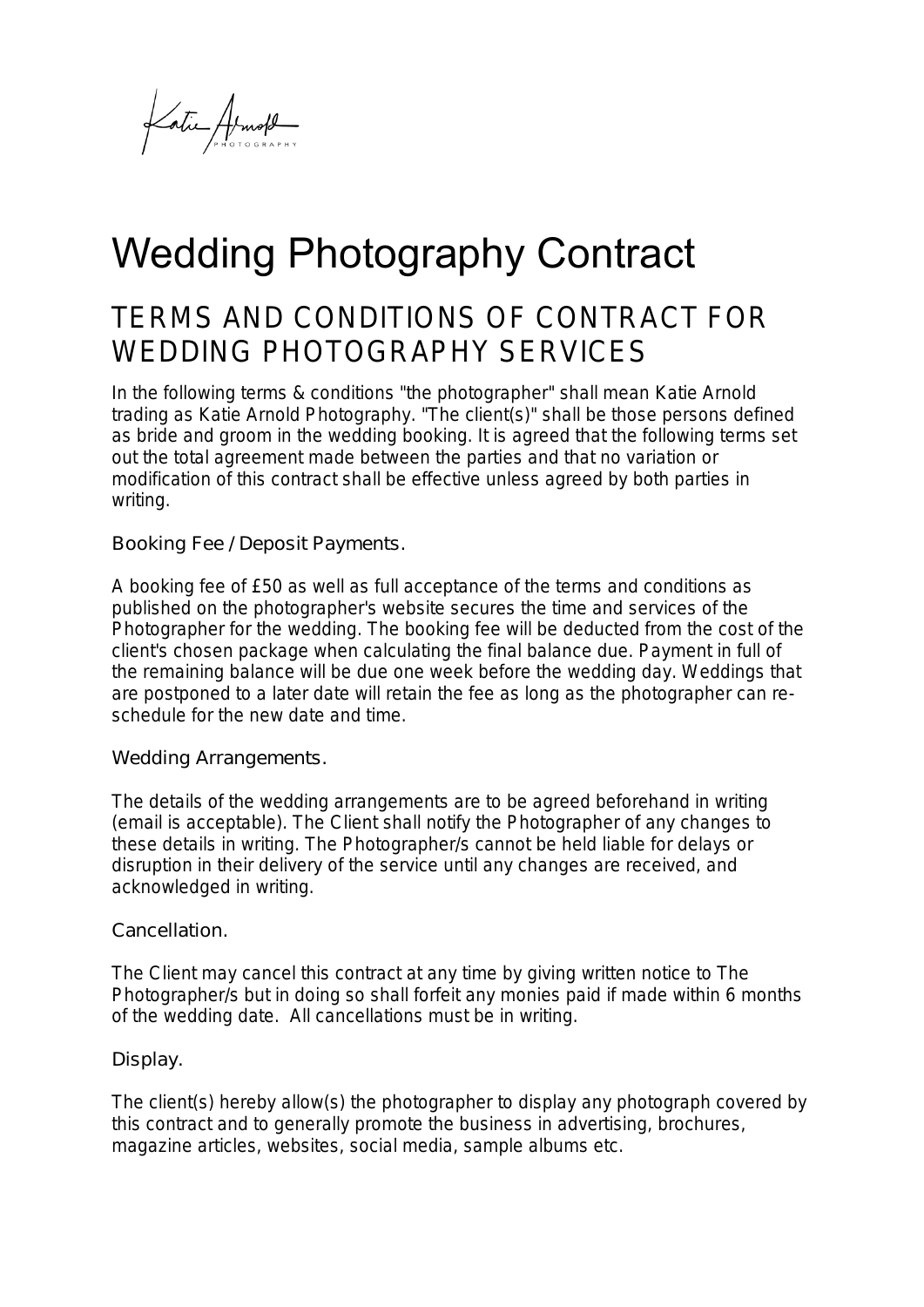# Wedding Photography Contract

## TERMS AND CONDITIONS OF CONTRACT FOR WEDDING PHOTOGRAPHY SERVICES

In the following terms & conditions "the photographer" shall mean Katie Arnold trading as Katie Arnold Photography. "The client(s)" shall be those persons defined as bride and groom in the wedding booking. It is agreed that the following terms set out the total agreement made between the parties and that no variation or modification of this contract shall be effective unless agreed by both parties in writing.

### Booking Fee / Deposit Payments.

A booking fee of £50 as well as full acceptance of the terms and conditions as published on the photographer's website secures the time and services of the Photographer for the wedding. The booking fee will be deducted from the cost of the client's chosen package when calculating the final balance due. Payment in full of the remaining balance will be due one week before the wedding day. Weddings that are postponed to a later date will retain the fee as long as the photographer can re-schedule for the new date and time.

### Wedding Arrangements.

The details of the wedding arrangements are to be agreed beforehand in writing (email is acceptable). The Client shall notify the Photographer of any changes to these details in writing. The Photographer/s cannot be held liable for delays or disruption in their delivery of the service until any changes are received, and acknowledged in writing.

### Cancellation.

The Client may cancel this contract at any time by giving written notice to The Photographer/s but in doing so shall forfeit any monies paid if made within 6 months of the wedding date. All cancellations must be in writing.

### Display.

The client(s) hereby allow(s) the photographer to display any photograph covered by this contract and to generally promote the business in advertising, brochures, magazine articles, websites, social media, sample albums etc.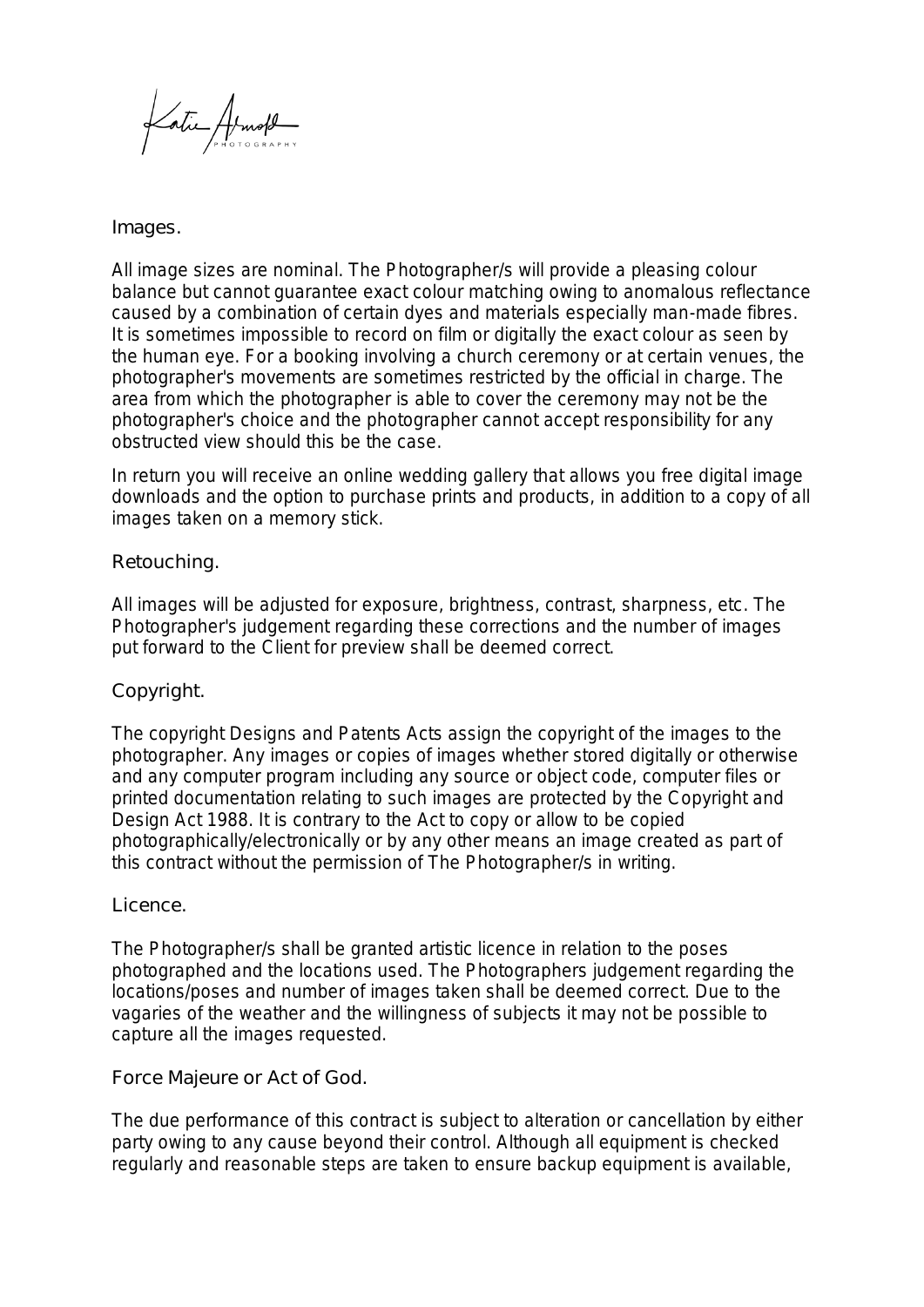## Images.

All image sizes are nominal. The Photographer/s will provide a pleasing colour balance but cannot guarantee exact colour matching owing to anomalous reflectance caused by a combination of certain dyes and materials especially man-made fibres. It is sometimes impossible to record on film or digitally the exact colour as seen by the human eye. For a booking involving a church ceremony or at certain venues, the photographer's movements are sometimes restricted by the official in charge. The area from which the photographer is able to cover the ceremony may not be the photographer's choice and the photographer cannot accept responsibility for any obstructed view should this be the case.

In return you will receive an online wedding gallery that allows you free digital image downloads and the option to purchase prints and products, in addition to a copy of all images taken on a memory stick.

## Retouching.

All images will be adjusted for exposure, brightness, contrast, sharpness, etc. The Photographer's judgement regarding these corrections and the number of images put forward to the Client for preview shall be deemed correct.

## Copyright.

The copyright Designs and Patents Acts assign the copyright of the images to the photographer. Any images or copies of images whether stored digitally or otherwise and any computer program including any source or object code, computer files or printed documentation relating to such images are protected by the Copyright and Design Act 1988. It is contrary to the Act to copy or allow to be copied photographically/electronically or by any other means an image created as part of this contract without the permission of The Photographer/s in writing.

## Licence.

The Photographer/s shall be granted artistic licence in relation to the poses photographed and the locations used. The Photographers judgement regarding the locations/poses and number of images taken shall be deemed correct. Due to the vagaries of the weather and the willingness of subjects it may not be possible to capture all the images requested.

## Force Majeure or Act of God.

The due performance of this contract is subject to alteration or cancellation by either party owing to any cause beyond their control. Although all equipment is checked regularly and reasonable steps are taken to ensure backup equipment is available,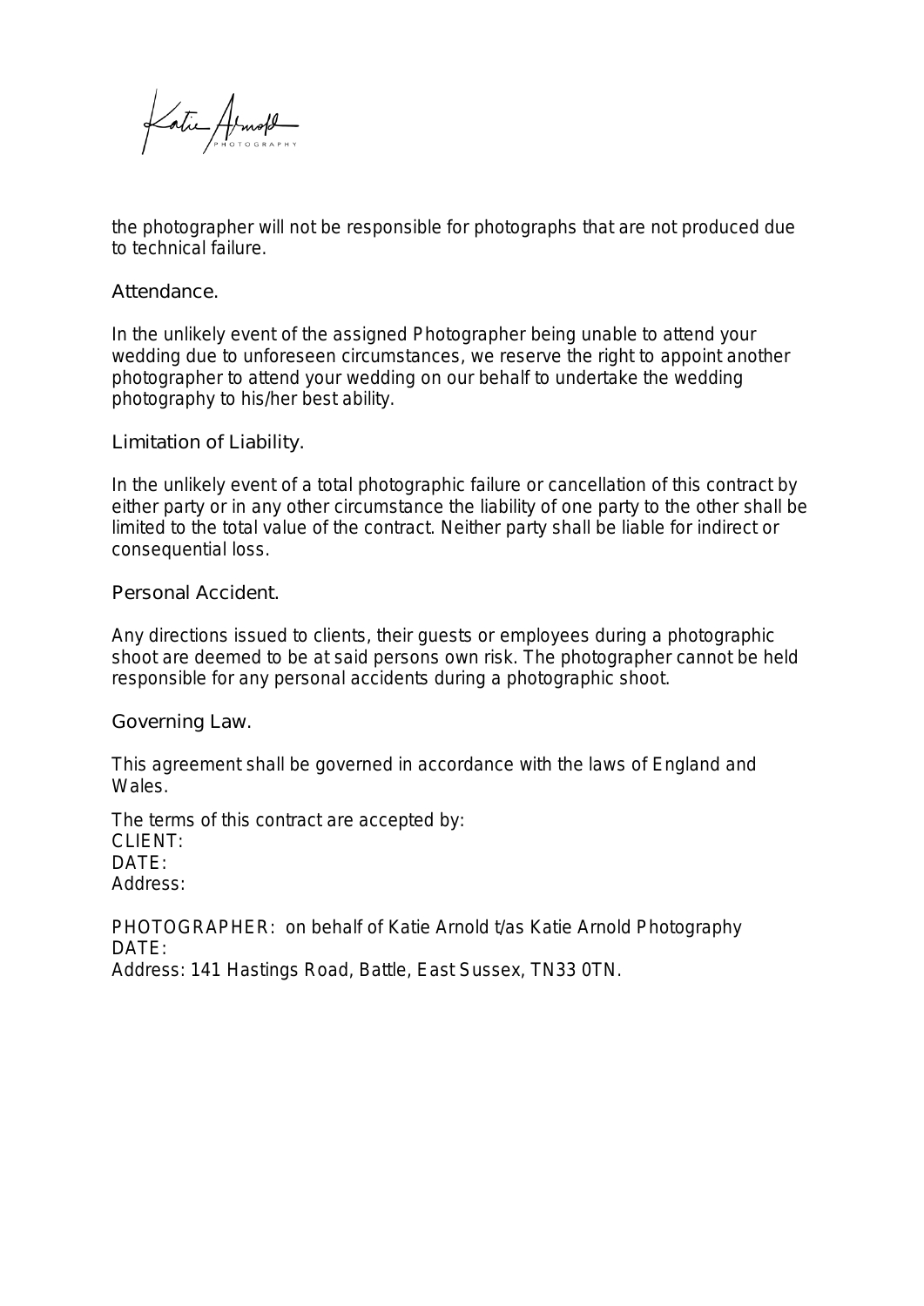the photographer will not be responsible for photographs that are not produced due to technical failure.

## Attendance.

In the unlikely event of the assigned Photographer being unable to attend your wedding due to unforeseen circumstances, we reserve the right to appoint another photographer to attend your wedding on our behalf to undertake the wedding photography to his/her best ability.

## Limitation of Liability.

In the unlikely event of a total photographic failure or cancellation of this contract by either party or in any other circumstance the liability of one party to the other shall be limited to the total value of the contract. Neither party shall be liable for indirect or consequential loss.

## Personal Accident.

Any directions issued to clients, their guests or employees during a photographic shoot are deemed to be at said persons own risk. The photographer cannot be held responsible for any personal accidents during a photographic shoot.

## Governing Law.

This agreement shall be governed in accordance with the laws of England and Wales.

The terms of this contract are accepted by:
CLIENT:
DATE:
Address:

PHOTOGRAPHER: on behalf of Katie Arnold t/as Katie Arnold Photography
DATE:
Address: 141 Hastings Road, Battle, East Sussex, TN33 0TN.